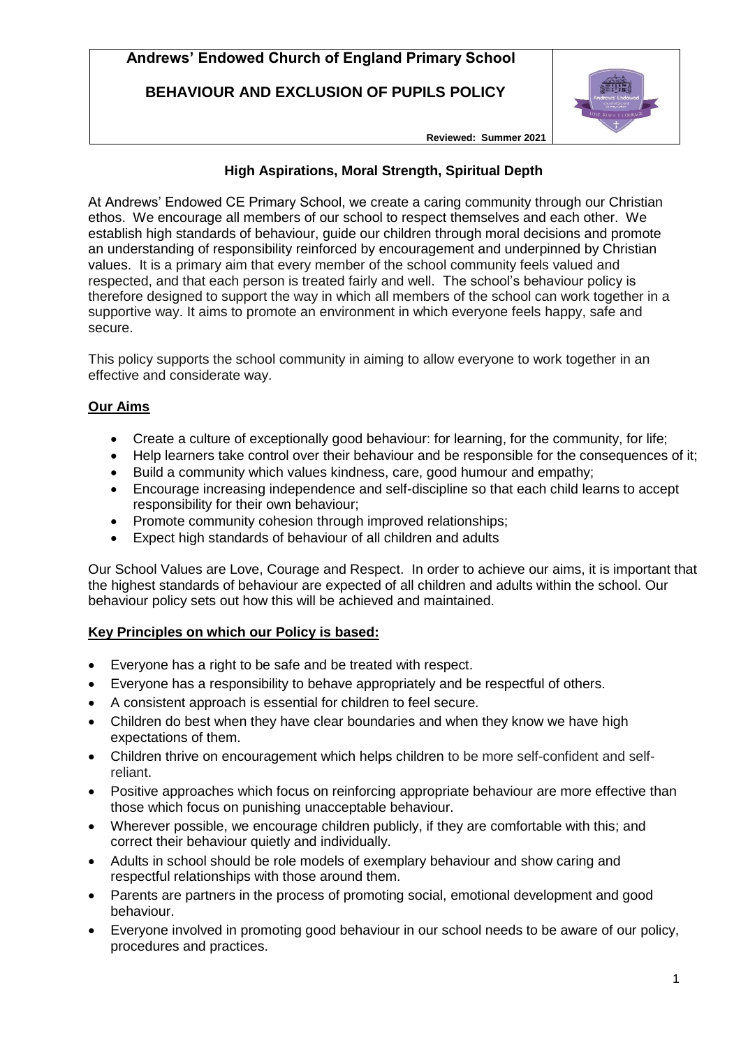# Andrews' Endowed Church of England Primary School

## BEHAVIOUR AND EXCLUSION OF PUPILS POLICY

**Reviewed: Summer 2021**

### High Aspirations, Moral Strength, Spiritual Depth

At Andrews' Endowed CE Primary School, we create a caring community through our Christian ethos. We encourage all members of our school to respect themselves and each other. We establish high standards of behaviour, guide our children through moral decisions and promote an understanding of responsibility reinforced by encouragement and underpinned by Christian values. It is a primary aim that every member of the school community feels valued and respected, and that each person is treated fairly and well. The school's behaviour policy is therefore designed to support the way in which all members of the school can work together in a supportive way. It aims to promote an environment in which everyone feels happy, safe and secure.

This policy supports the school community in aiming to allow everyone to work together in an effective and considerate way.

### Our Aims

- Create a culture of exceptionally good behaviour: for learning, for the community, for life;
- Help learners take control over their behaviour and be responsible for the consequences of it;
- Build a community which values kindness, care, good humour and empathy;
- Encourage increasing independence and self-discipline so that each child learns to accept responsibility for their own behaviour;
- Promote community cohesion through improved relationships;
- Expect high standards of behaviour of all children and adults

Our School Values are Love, Courage and Respect. In order to achieve our aims, it is important that the highest standards of behaviour are expected of all children and adults within the school. Our behaviour policy sets out how this will be achieved and maintained.

### Key Principles on which our Policy is based:

- Everyone has a right to be safe and be treated with respect.
- Everyone has a responsibility to behave appropriately and be respectful of others.
- A consistent approach is essential for children to feel secure.
- Children do best when they have clear boundaries and when they know we have high expectations of them.
- Children thrive on encouragement which helps children to be more self-confident and self-reliant.
- Positive approaches which focus on reinforcing appropriate behaviour are more effective than those which focus on punishing unacceptable behaviour.
- Wherever possible, we encourage children publicly, if they are comfortable with this; and correct their behaviour quietly and individually.
- Adults in school should be role models of exemplary behaviour and show caring and respectful relationships with those around them.
- Parents are partners in the process of promoting social, emotional development and good behaviour.
- Everyone involved in promoting good behaviour in our school needs to be aware of our policy, procedures and practices.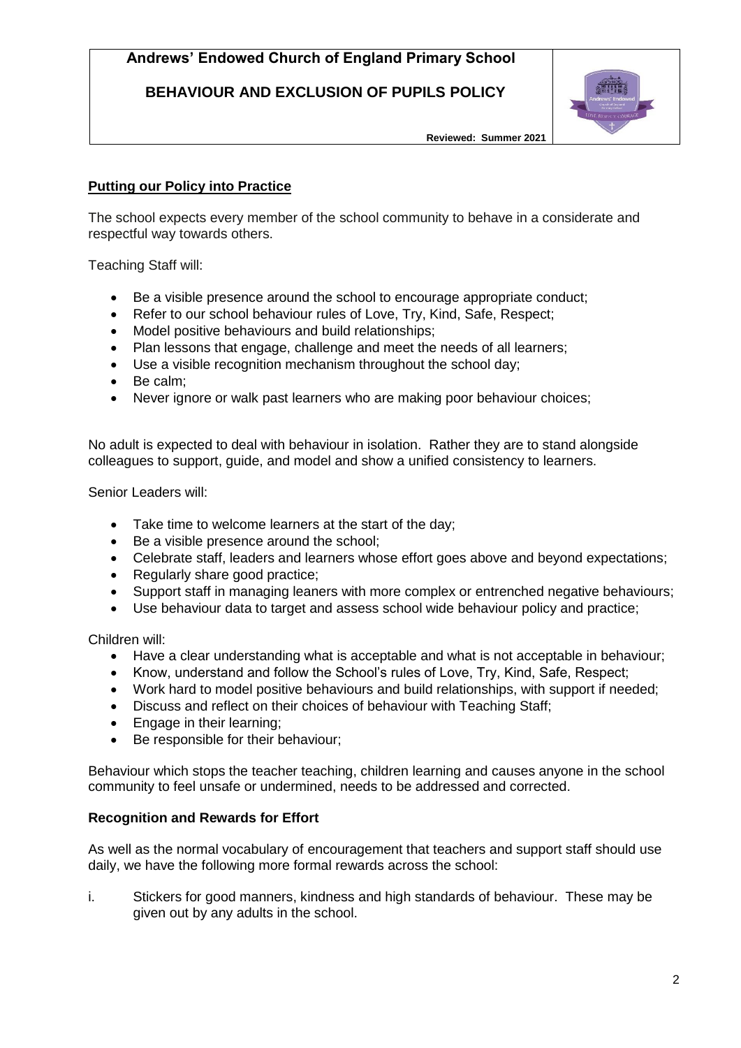## Putting our Policy into Practice

The school expects every member of the school community to behave in a considerate and respectful way towards others.

Teaching Staff will:

- Be a visible presence around the school to encourage appropriate conduct;
- Refer to our school behaviour rules of Love, Try, Kind, Safe, Respect;
- Model positive behaviours and build relationships;
- Plan lessons that engage, challenge and meet the needs of all learners;
- Use a visible recognition mechanism throughout the school day;
- Be calm;
- Never ignore or walk past learners who are making poor behaviour choices;

No adult is expected to deal with behaviour in isolation. Rather they are to stand alongside colleagues to support, guide, and model and show a unified consistency to learners.

Senior Leaders will:

- Take time to welcome learners at the start of the day;
- Be a visible presence around the school;
- Celebrate staff, leaders and learners whose effort goes above and beyond expectations;
- Regularly share good practice;
- Support staff in managing leaners with more complex or entrenched negative behaviours;
- Use behaviour data to target and assess school wide behaviour policy and practice;

Children will:

- Have a clear understanding what is acceptable and what is not acceptable in behaviour;
- Know, understand and follow the School's rules of Love, Try, Kind, Safe, Respect;
- Work hard to model positive behaviours and build relationships, with support if needed;
- Discuss and reflect on their choices of behaviour with Teaching Staff;
- Engage in their learning;
- Be responsible for their behaviour;

Behaviour which stops the teacher teaching, children learning and causes anyone in the school community to feel unsafe or undermined, needs to be addressed and corrected.

### Recognition and Rewards for Effort

As well as the normal vocabulary of encouragement that teachers and support staff should use daily, we have the following more formal rewards across the school:

i. Stickers for good manners, kindness and high standards of behaviour. These may be given out by any adults in the school.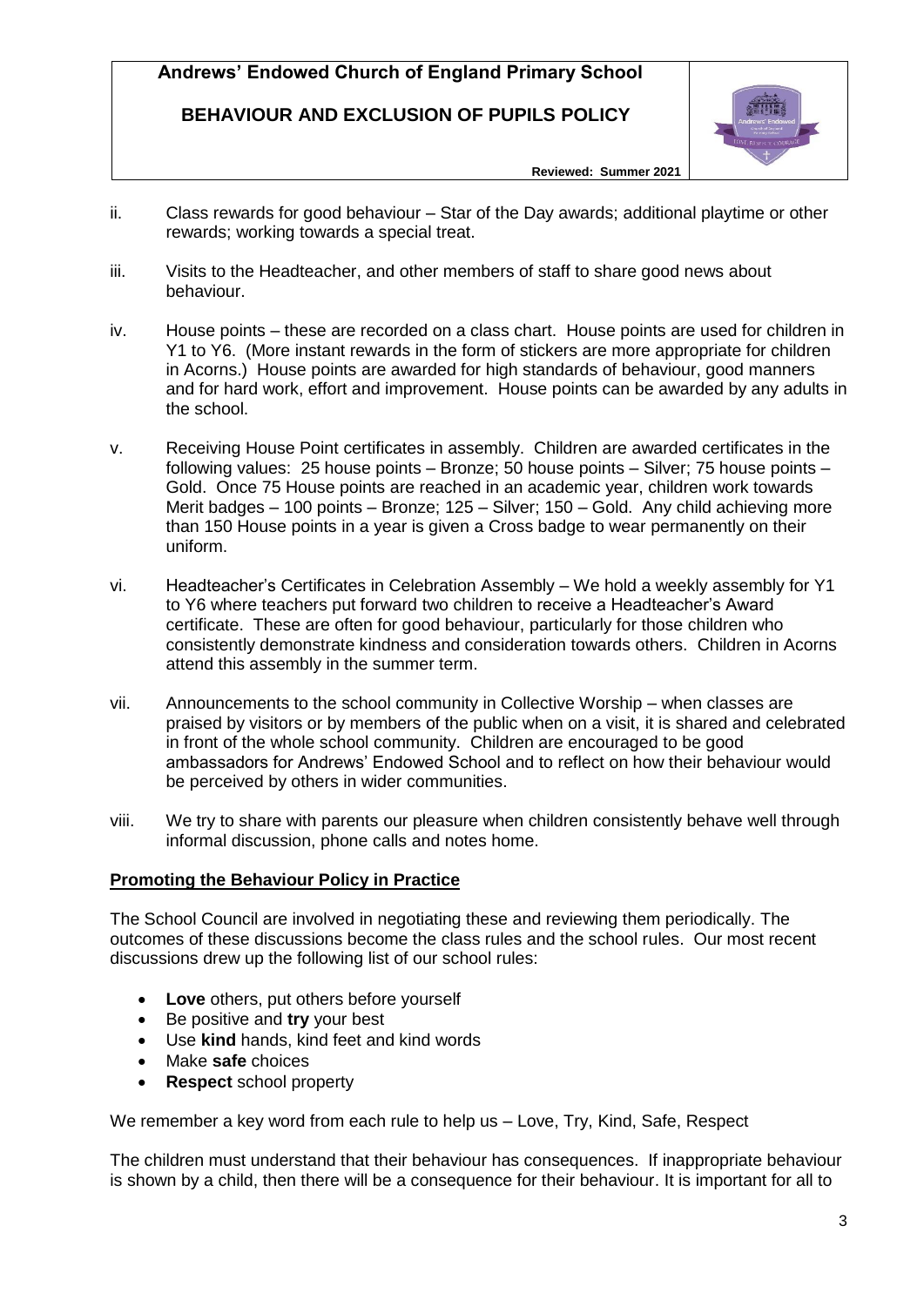ii. Class rewards for good behaviour – Star of the Day awards; additional playtime or other rewards; working towards a special treat.

iii. Visits to the Headteacher, and other members of staff to share good news about behaviour.

iv. House points – these are recorded on a class chart. House points are used for children in Y1 to Y6. (More instant rewards in the form of stickers are more appropriate for children in Acorns.) House points are awarded for high standards of behaviour, good manners and for hard work, effort and improvement. House points can be awarded by any adults in the school.

v. Receiving House Point certificates in assembly. Children are awarded certificates in the following values: 25 house points – Bronze; 50 house points – Silver; 75 house points – Gold. Once 75 House points are reached in an academic year, children work towards Merit badges – 100 points – Bronze; 125 – Silver; 150 – Gold. Any child achieving more than 150 House points in a year is given a Cross badge to wear permanently on their uniform.

vi. Headteacher's Certificates in Celebration Assembly – We hold a weekly assembly for Y1 to Y6 where teachers put forward two children to receive a Headteacher's Award certificate. These are often for good behaviour, particularly for those children who consistently demonstrate kindness and consideration towards others. Children in Acorns attend this assembly in the summer term.

vii. Announcements to the school community in Collective Worship – when classes are praised by visitors or by members of the public when on a visit, it is shared and celebrated in front of the whole school community. Children are encouraged to be good ambassadors for Andrews' Endowed School and to reflect on how their behaviour would be perceived by others in wider communities.

viii. We try to share with parents our pleasure when children consistently behave well through informal discussion, phone calls and notes home.

**<u>Promoting the Behaviour Policy in Practice</u>**

The School Council are involved in negotiating these and reviewing them periodically. The outcomes of these discussions become the class rules and the school rules. Our most recent discussions drew up the following list of our school rules:

- **Love** others, put others before yourself
- Be positive and **try** your best
- Use **kind** hands, kind feet and kind words
- Make **safe** choices
- **Respect** school property

We remember a key word from each rule to help us – Love, Try, Kind, Safe, Respect

The children must understand that their behaviour has consequences. If inappropriate behaviour is shown by a child, then there will be a consequence for their behaviour. It is important for all to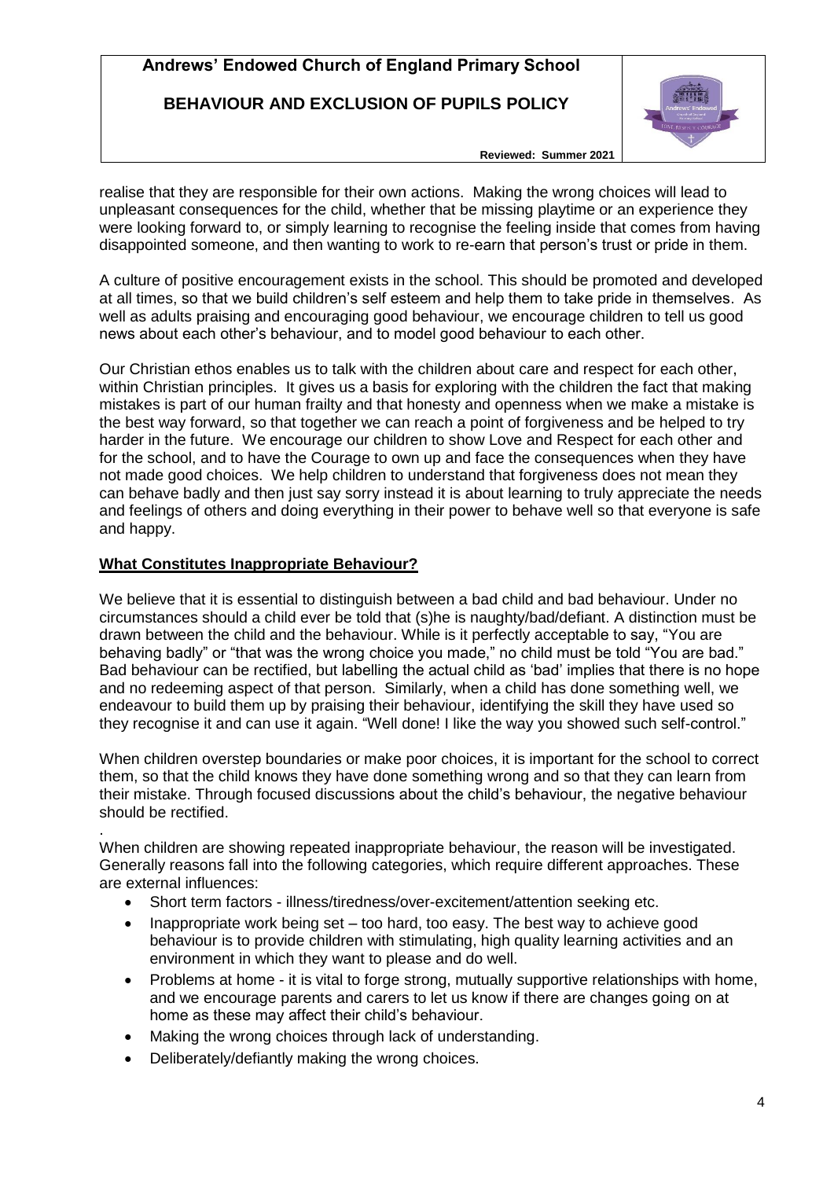realise that they are responsible for their own actions. Making the wrong choices will lead to unpleasant consequences for the child, whether that be missing playtime or an experience they were looking forward to, or simply learning to recognise the feeling inside that comes from having disappointed someone, and then wanting to work to re-earn that person's trust or pride in them.

A culture of positive encouragement exists in the school. This should be promoted and developed at all times, so that we build children's self esteem and help them to take pride in themselves. As well as adults praising and encouraging good behaviour, we encourage children to tell us good news about each other's behaviour, and to model good behaviour to each other.

Our Christian ethos enables us to talk with the children about care and respect for each other, within Christian principles. It gives us a basis for exploring with the children the fact that making mistakes is part of our human frailty and that honesty and openness when we make a mistake is the best way forward, so that together we can reach a point of forgiveness and be helped to try harder in the future. We encourage our children to show Love and Respect for each other and for the school, and to have the Courage to own up and face the consequences when they have not made good choices. We help children to understand that forgiveness does not mean they can behave badly and then just say sorry instead it is about learning to truly appreciate the needs and feelings of others and doing everything in their power to behave well so that everyone is safe and happy.

## **What Constitutes Inappropriate Behaviour?**

We believe that it is essential to distinguish between a bad child and bad behaviour. Under no circumstances should a child ever be told that (s)he is naughty/bad/defiant. A distinction must be drawn between the child and the behaviour. While is it perfectly acceptable to say, "You are behaving badly" or "that was the wrong choice you made," no child must be told "You are bad." Bad behaviour can be rectified, but labelling the actual child as 'bad' implies that there is no hope and no redeeming aspect of that person. Similarly, when a child has done something well, we endeavour to build them up by praising their behaviour, identifying the skill they have used so they recognise it and can use it again. "Well done! I like the way you showed such self-control."

When children overstep boundaries or make poor choices, it is important for the school to correct them, so that the child knows they have done something wrong and so that they can learn from their mistake. Through focused discussions about the child's behaviour, the negative behaviour should be rectified.

.

When children are showing repeated inappropriate behaviour, the reason will be investigated. Generally reasons fall into the following categories, which require different approaches. These are external influences:

- Short term factors - illness/tiredness/over-excitement/attention seeking etc.
- Inappropriate work being set – too hard, too easy. The best way to achieve good behaviour is to provide children with stimulating, high quality learning activities and an environment in which they want to please and do well.
- Problems at home - it is vital to forge strong, mutually supportive relationships with home, and we encourage parents and carers to let us know if there are changes going on at home as these may affect their child's behaviour.
- Making the wrong choices through lack of understanding.
- Deliberately/defiantly making the wrong choices.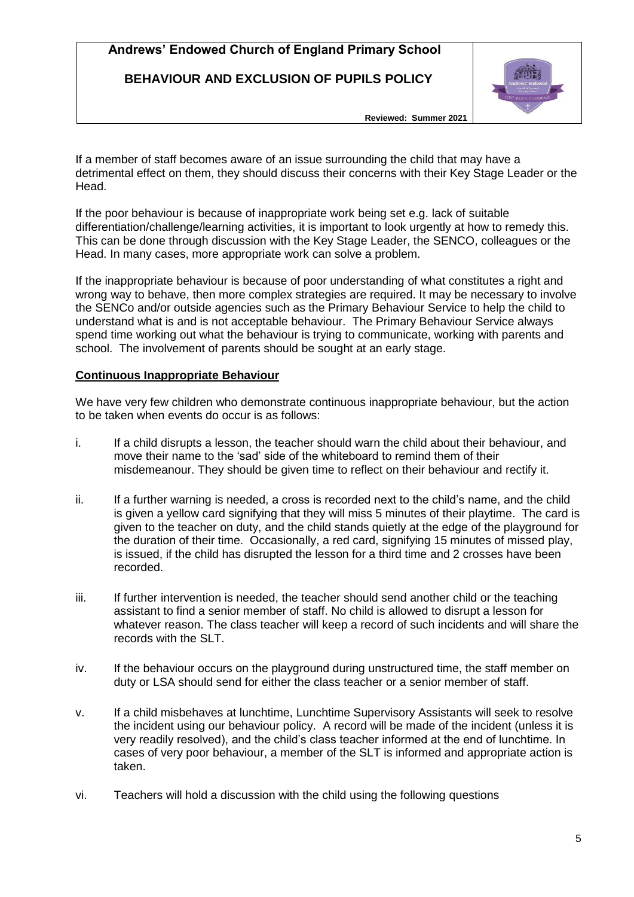If a member of staff becomes aware of an issue surrounding the child that may have a detrimental effect on them, they should discuss their concerns with their Key Stage Leader or the Head.

If the poor behaviour is because of inappropriate work being set e.g. lack of suitable differentiation/challenge/learning activities, it is important to look urgently at how to remedy this. This can be done through discussion with the Key Stage Leader, the SENCO, colleagues or the Head. In many cases, more appropriate work can solve a problem.

If the inappropriate behaviour is because of poor understanding of what constitutes a right and wrong way to behave, then more complex strategies are required. It may be necessary to involve the SENCo and/or outside agencies such as the Primary Behaviour Service to help the child to understand what is and is not acceptable behaviour. The Primary Behaviour Service always spend time working out what the behaviour is trying to communicate, working with parents and school. The involvement of parents should be sought at an early stage.

**Continuous Inappropriate Behaviour**

We have very few children who demonstrate continuous inappropriate behaviour, but the action to be taken when events do occur is as follows:

i. If a child disrupts a lesson, the teacher should warn the child about their behaviour, and move their name to the 'sad' side of the whiteboard to remind them of their misdemeanour. They should be given time to reflect on their behaviour and rectify it.

ii. If a further warning is needed, a cross is recorded next to the child's name, and the child is given a yellow card signifying that they will miss 5 minutes of their playtime. The card is given to the teacher on duty, and the child stands quietly at the edge of the playground for the duration of their time. Occasionally, a red card, signifying 15 minutes of missed play, is issued, if the child has disrupted the lesson for a third time and 2 crosses have been recorded.

iii. If further intervention is needed, the teacher should send another child or the teaching assistant to find a senior member of staff. No child is allowed to disrupt a lesson for whatever reason. The class teacher will keep a record of such incidents and will share the records with the SLT.

iv. If the behaviour occurs on the playground during unstructured time, the staff member on duty or LSA should send for either the class teacher or a senior member of staff.

v. If a child misbehaves at lunchtime, Lunchtime Supervisory Assistants will seek to resolve the incident using our behaviour policy. A record will be made of the incident (unless it is very readily resolved), and the child's class teacher informed at the end of lunchtime. In cases of very poor behaviour, a member of the SLT is informed and appropriate action is taken.

vi. Teachers will hold a discussion with the child using the following questions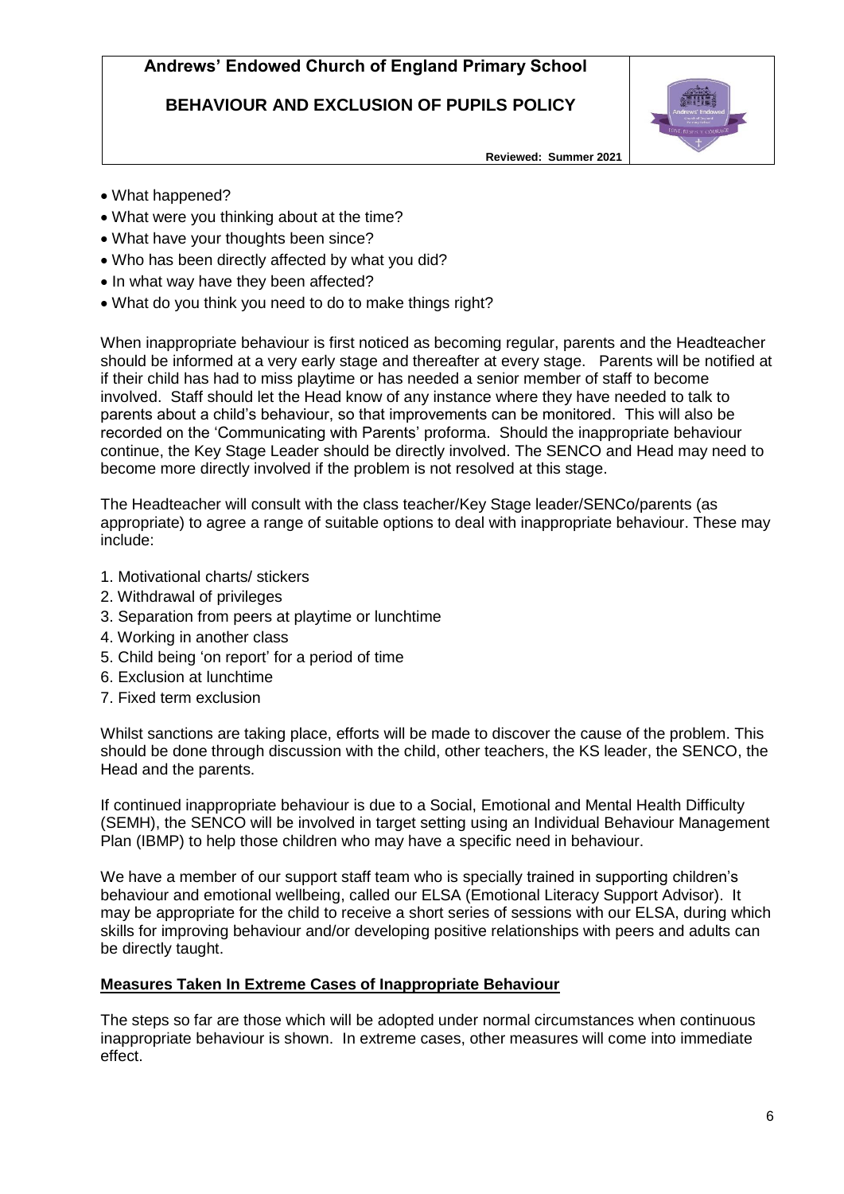- What happened?
- What were you thinking about at the time?
- What have your thoughts been since?
- Who has been directly affected by what you did?
- In what way have they been affected?
- What do you think you need to do to make things right?

When inappropriate behaviour is first noticed as becoming regular, parents and the Headteacher should be informed at a very early stage and thereafter at every stage. Parents will be notified at if their child has had to miss playtime or has needed a senior member of staff to become involved. Staff should let the Head know of any instance where they have needed to talk to parents about a child's behaviour, so that improvements can be monitored. This will also be recorded on the 'Communicating with Parents' proforma. Should the inappropriate behaviour continue, the Key Stage Leader should be directly involved. The SENCO and Head may need to become more directly involved if the problem is not resolved at this stage.

The Headteacher will consult with the class teacher/Key Stage leader/SENCo/parents (as appropriate) to agree a range of suitable options to deal with inappropriate behaviour. These may include:

1. Motivational charts/ stickers
2. Withdrawal of privileges
3. Separation from peers at playtime or lunchtime
4. Working in another class
5. Child being 'on report' for a period of time
6. Exclusion at lunchtime
7. Fixed term exclusion

Whilst sanctions are taking place, efforts will be made to discover the cause of the problem. This should be done through discussion with the child, other teachers, the KS leader, the SENCO, the Head and the parents.

If continued inappropriate behaviour is due to a Social, Emotional and Mental Health Difficulty (SEMH), the SENCO will be involved in target setting using an Individual Behaviour Management Plan (IBMP) to help those children who may have a specific need in behaviour.

We have a member of our support staff team who is specially trained in supporting children's behaviour and emotional wellbeing, called our ELSA (Emotional Literacy Support Advisor). It may be appropriate for the child to receive a short series of sessions with our ELSA, during which skills for improving behaviour and/or developing positive relationships with peers and adults can be directly taught.

## Measures Taken In Extreme Cases of Inappropriate Behaviour

The steps so far are those which will be adopted under normal circumstances when continuous inappropriate behaviour is shown. In extreme cases, other measures will come into immediate effect.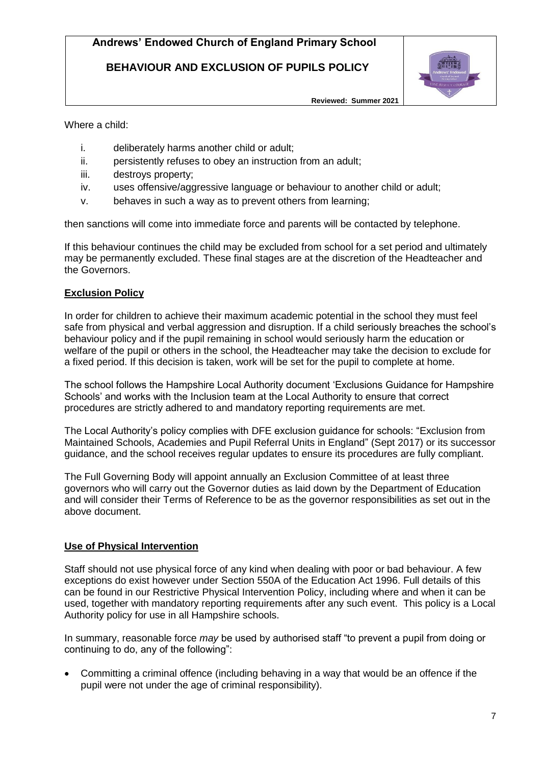Where a child:

i. deliberately harms another child or adult;
ii. persistently refuses to obey an instruction from an adult;
iii. destroys property;
iv. uses offensive/aggressive language or behaviour to another child or adult;
v. behaves in such a way as to prevent others from learning;

then sanctions will come into immediate force and parents will be contacted by telephone.

If this behaviour continues the child may be excluded from school for a set period and ultimately may be permanently excluded. These final stages are at the discretion of the Headteacher and the Governors.

## Exclusion Policy

In order for children to achieve their maximum academic potential in the school they must feel safe from physical and verbal aggression and disruption. If a child seriously breaches the school's behaviour policy and if the pupil remaining in school would seriously harm the education or welfare of the pupil or others in the school, the Headteacher may take the decision to exclude for a fixed period. If this decision is taken, work will be set for the pupil to complete at home.

The school follows the Hampshire Local Authority document 'Exclusions Guidance for Hampshire Schools' and works with the Inclusion team at the Local Authority to ensure that correct procedures are strictly adhered to and mandatory reporting requirements are met.

The Local Authority's policy complies with DFE exclusion guidance for schools: "Exclusion from Maintained Schools, Academies and Pupil Referral Units in England" (Sept 2017) or its successor guidance, and the school receives regular updates to ensure its procedures are fully compliant.

The Full Governing Body will appoint annually an Exclusion Committee of at least three governors who will carry out the Governor duties as laid down by the Department of Education and will consider their Terms of Reference to be as the governor responsibilities as set out in the above document.

## Use of Physical Intervention

Staff should not use physical force of any kind when dealing with poor or bad behaviour. A few exceptions do exist however under Section 550A of the Education Act 1996. Full details of this can be found in our Restrictive Physical Intervention Policy, including where and when it can be used, together with mandatory reporting requirements after any such event. This policy is a Local Authority policy for use in all Hampshire schools.

In summary, reasonable force *may* be used by authorised staff "to prevent a pupil from doing or continuing to do, any of the following":

- Committing a criminal offence (including behaving in a way that would be an offence if the pupil were not under the age of criminal responsibility).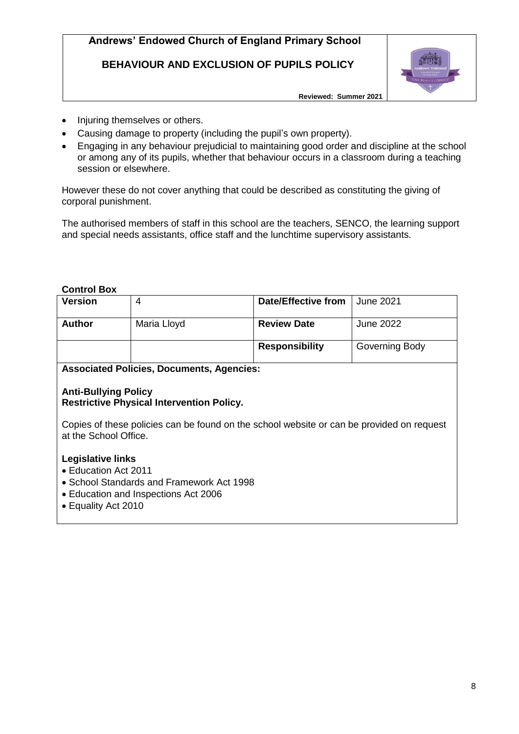- Injuring themselves or others.
- Causing damage to property (including the pupil's own property).
- Engaging in any behaviour prejudicial to maintaining good order and discipline at the school or among any of its pupils, whether that behaviour occurs in a classroom during a teaching session or elsewhere.

However these do not cover anything that could be described as constituting the giving of corporal punishment.

The authorised members of staff in this school are the teachers, SENCO, the learning support and special needs assistants, office staff and the lunchtime supervisory assistants.

**Control Box**

| **Version** | 4 | **Date/Effective from** | June 2021 |
|---|---|---|---|
| **Author** | Maria Lloyd | **Review Date** | June 2022 |
| | | **Responsibility** | Governing Body |

**Associated Policies, Documents, Agencies:**

**Anti-Bullying Policy**
**Restrictive Physical Intervention Policy.**

Copies of these policies can be found on the school website or can be provided on request at the School Office.

**Legislative links**

- Education Act 2011
- School Standards and Framework Act 1998
- Education and Inspections Act 2006
- Equality Act 2010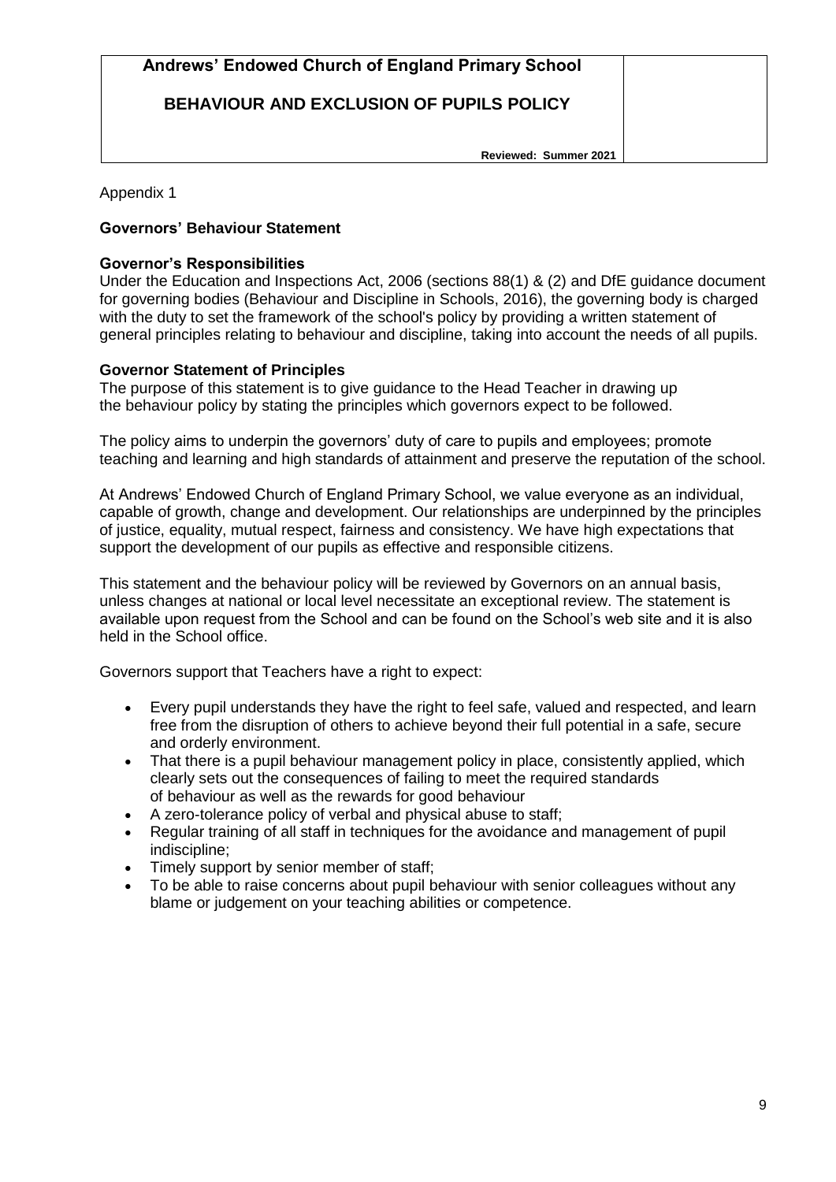Appendix 1

**Governors' Behaviour Statement**

**Governor's Responsibilities**

Under the Education and Inspections Act, 2006 (sections 88(1) & (2) and DfE guidance document for governing bodies (Behaviour and Discipline in Schools, 2016), the governing body is charged with the duty to set the framework of the school's policy by providing a written statement of general principles relating to behaviour and discipline, taking into account the needs of all pupils.

**Governor Statement of Principles**

The purpose of this statement is to give guidance to the Head Teacher in drawing up the behaviour policy by stating the principles which governors expect to be followed.

The policy aims to underpin the governors' duty of care to pupils and employees; promote teaching and learning and high standards of attainment and preserve the reputation of the school.

At Andrews' Endowed Church of England Primary School, we value everyone as an individual, capable of growth, change and development. Our relationships are underpinned by the principles of justice, equality, mutual respect, fairness and consistency. We have high expectations that support the development of our pupils as effective and responsible citizens.

This statement and the behaviour policy will be reviewed by Governors on an annual basis, unless changes at national or local level necessitate an exceptional review. The statement is available upon request from the School and can be found on the School's web site and it is also held in the School office.

Governors support that Teachers have a right to expect:

- Every pupil understands they have the right to feel safe, valued and respected, and learn free from the disruption of others to achieve beyond their full potential in a safe, secure and orderly environment.
- That there is a pupil behaviour management policy in place, consistently applied, which clearly sets out the consequences of failing to meet the required standards of behaviour as well as the rewards for good behaviour
- A zero-tolerance policy of verbal and physical abuse to staff;
- Regular training of all staff in techniques for the avoidance and management of pupil indiscipline;
- Timely support by senior member of staff;
- To be able to raise concerns about pupil behaviour with senior colleagues without any blame or judgement on your teaching abilities or competence.